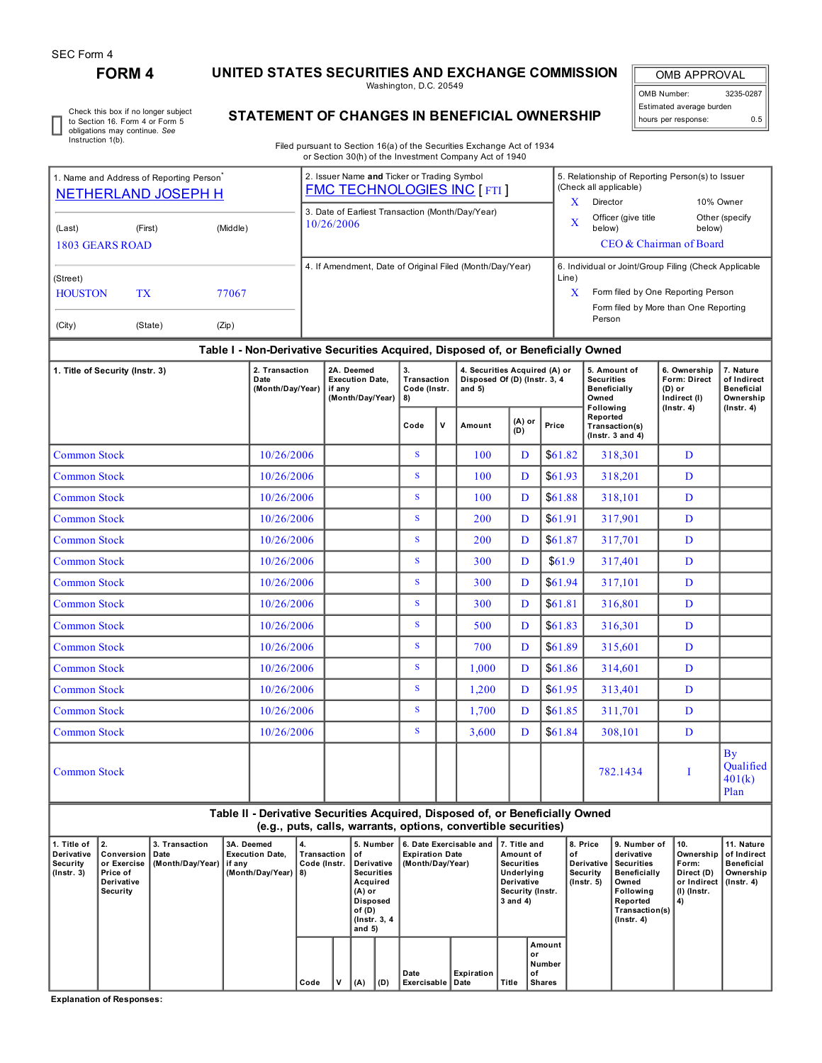SEC Form 4

# FORM 4

## UNITED STATES SECURITIES AND EXCHANGE COMMISSION

Washington, D.C. 20549

## STATEMENT OF CHANGES IN BENEFICIAL OWNERSHIP

Filed pursuant to Section 16(a) of the Securities Exchange Act of 1934 or Section 30(h) of the Investment Company Act of 1940

| OMB APPROVAL | |
|---|---|
| OMB Number: | 3235-0287 |
| Estimated average burden | |
| hours per response: | 0.5 |

☐ Check this box if no longer subject to Section 16. Form 4 or Form 5 obligations may continue. *See* Instruction 1(b).

1. Name and Address of Reporting Person*
NETHERLAND JOSEPH H

(Last) (First) (Middle)
1803 GEARS ROAD

(Street)
HOUSTON TX 77067

(City) (State) (Zip)

2. Issuer Name **and** Ticker or Trading Symbol
FMC TECHNOLOGIES INC [ FTI ]

3. Date of Earliest Transaction (Month/Day/Year)
10/26/2006

4. If Amendment, Date of Original Filed (Month/Day/Year)

5. Relationship of Reporting Person(s) to Issuer (Check all applicable)
X Director
10% Owner
X Officer (give title below)
Other (specify below)
CEO & Chairman of Board

6. Individual or Joint/Group Filing (Check Applicable Line)
X Form filed by One Reporting Person
Form filed by More than One Reporting Person

### Table I - Non-Derivative Securities Acquired, Disposed of, or Beneficially Owned

| 1. Title of Security (Instr. 3) | 2. Transaction Date (Month/Day/Year) | 2A. Deemed Execution Date, if any (Month/Day/Year) | 3. Transaction Code (Instr. 8) | | 4. Securities Acquired (A) or Disposed Of (D) (Instr. 3, 4 and 5) | | | 5. Amount of Securities Beneficially Owned Following Reported Transaction(s) (Instr. 3 and 4) | 6. Ownership Form: Direct (D) or Indirect (I) (Instr. 4) | 7. Nature of Indirect Beneficial Ownership (Instr. 4) |
|---|---|---|---|---|---|---|---|---|---|---|
| | | | Code | V | Amount | (A) or (D) | Price | | | |
| Common Stock | 10/26/2006 | | S | | 100 | D | $61.82 | 318,301 | D | |
| Common Stock | 10/26/2006 | | S | | 100 | D | $61.93 | 318,201 | D | |
| Common Stock | 10/26/2006 | | S | | 100 | D | $61.88 | 318,101 | D | |
| Common Stock | 10/26/2006 | | S | | 200 | D | $61.91 | 317,901 | D | |
| Common Stock | 10/26/2006 | | S | | 200 | D | $61.87 | 317,701 | D | |
| Common Stock | 10/26/2006 | | S | | 300 | D | $61.9 | 317,401 | D | |
| Common Stock | 10/26/2006 | | S | | 300 | D | $61.94 | 317,101 | D | |
| Common Stock | 10/26/2006 | | S | | 300 | D | $61.81 | 316,801 | D | |
| Common Stock | 10/26/2006 | | S | | 500 | D | $61.83 | 316,301 | D | |
| Common Stock | 10/26/2006 | | S | | 700 | D | $61.89 | 315,601 | D | |
| Common Stock | 10/26/2006 | | S | | 1,000 | D | $61.86 | 314,601 | D | |
| Common Stock | 10/26/2006 | | S | | 1,200 | D | $61.95 | 313,401 | D | |
| Common Stock | 10/26/2006 | | S | | 1,700 | D | $61.85 | 311,701 | D | |
| Common Stock | 10/26/2006 | | S | | 3,600 | D | $61.84 | 308,101 | D | |
| Common Stock | | | | | | | | 782.1434 | I | By Qualified 401(k) Plan |

### Table II - Derivative Securities Acquired, Disposed of, or Beneficially Owned (e.g., puts, calls, warrants, options, convertible securities)

| 1. Title of Derivative Security (Instr. 3) | 2. Conversion or Exercise Price of Derivative Security | 3. Transaction Date (Month/Day/Year) | 3A. Deemed Execution Date, if any (Month/Day/Year) | 4. Transaction Code (Instr. 8) | | 5. Number of Derivative Securities Acquired (A) or Disposed of (D) (Instr. 3, 4 and 5) | | 6. Date Exercisable and Expiration Date (Month/Day/Year) | | 7. Title and Amount of Securities Underlying Derivative Security (Instr. 3 and 4) | | 8. Price of Derivative Security (Instr. 5) | 9. Number of derivative Securities Beneficially Owned Following Reported Transaction(s) (Instr. 4) | 10. Ownership Form: Direct (D) or Indirect (I) (Instr. 4) | 11. Nature of Indirect Beneficial Ownership (Instr. 4) |
|---|---|---|---|---|---|---|---|---|---|---|---|---|---|---|---|
| | | | | Code | V | (A) | (D) | Date Exercisable | Expiration Date | Title | Amount or Number of Shares | | | | |

**Explanation of Responses:**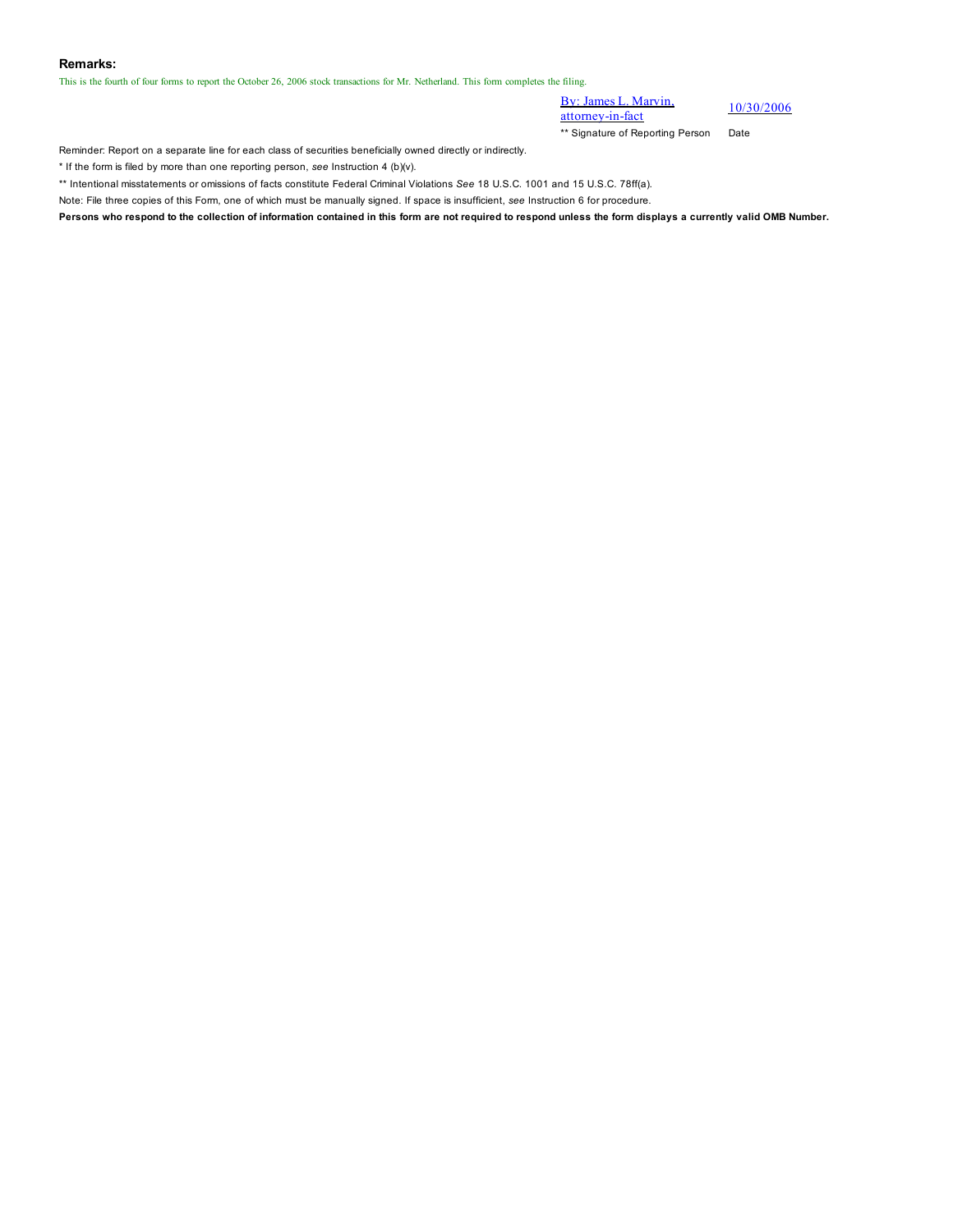**Remarks:**

This is the fourth of four forms to report the October 26, 2006 stock transactions for Mr. Netherland. This form completes the filing.

| | |
|---|---|
| By: James L. Marvin, attorney-in-fact | 10/30/2006 |
| ** Signature of Reporting Person | Date |

Reminder: Report on a separate line for each class of securities beneficially owned directly or indirectly.

* If the form is filed by more than one reporting person, *see* Instruction 4 (b)(v).

** Intentional misstatements or omissions of facts constitute Federal Criminal Violations *See* 18 U.S.C. 1001 and 15 U.S.C. 78ff(a).

Note: File three copies of this Form, one of which must be manually signed. If space is insufficient, *see* Instruction 6 for procedure.

**Persons who respond to the collection of information contained in this form are not required to respond unless the form displays a currently valid OMB Number.**